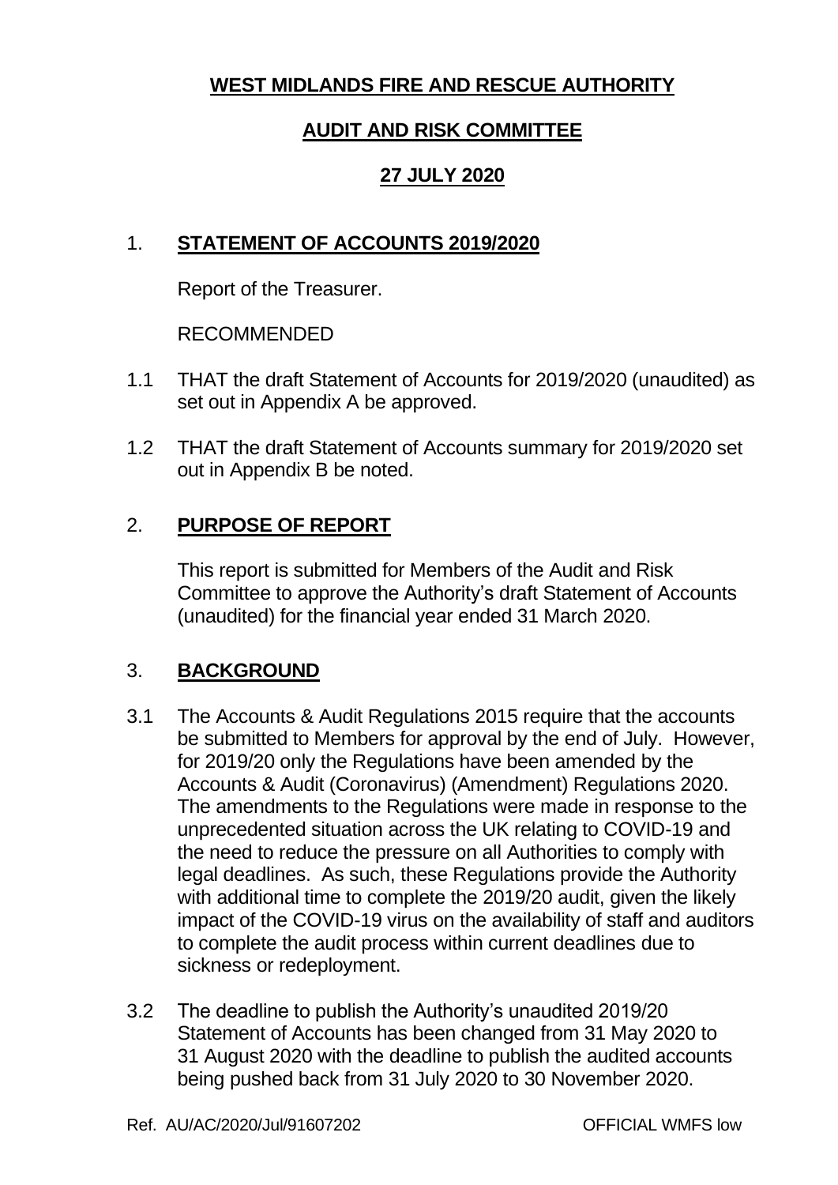# WEST MIDLANDS FIRE AND RESCUE AUTHORITY

## AUDIT AND RISK COMMITTEE

## 27 JULY 2020

## 1. STATEMENT OF ACCOUNTS 2019/2020

Report of the Treasurer.

RECOMMENDED

1.1 THAT the draft Statement of Accounts for 2019/2020 (unaudited) as set out in Appendix A be approved.

1.2 THAT the draft Statement of Accounts summary for 2019/2020 set out in Appendix B be noted.

## 2. PURPOSE OF REPORT

This report is submitted for Members of the Audit and Risk Committee to approve the Authority's draft Statement of Accounts (unaudited) for the financial year ended 31 March 2020.

## 3. BACKGROUND

3.1 The Accounts & Audit Regulations 2015 require that the accounts be submitted to Members for approval by the end of July. However, for 2019/20 only the Regulations have been amended by the Accounts & Audit (Coronavirus) (Amendment) Regulations 2020. The amendments to the Regulations were made in response to the unprecedented situation across the UK relating to COVID-19 and the need to reduce the pressure on all Authorities to comply with legal deadlines. As such, these Regulations provide the Authority with additional time to complete the 2019/20 audit, given the likely impact of the COVID-19 virus on the availability of staff and auditors to complete the audit process within current deadlines due to sickness or redeployment.

3.2 The deadline to publish the Authority's unaudited 2019/20 Statement of Accounts has been changed from 31 May 2020 to 31 August 2020 with the deadline to publish the audited accounts being pushed back from 31 July 2020 to 30 November 2020.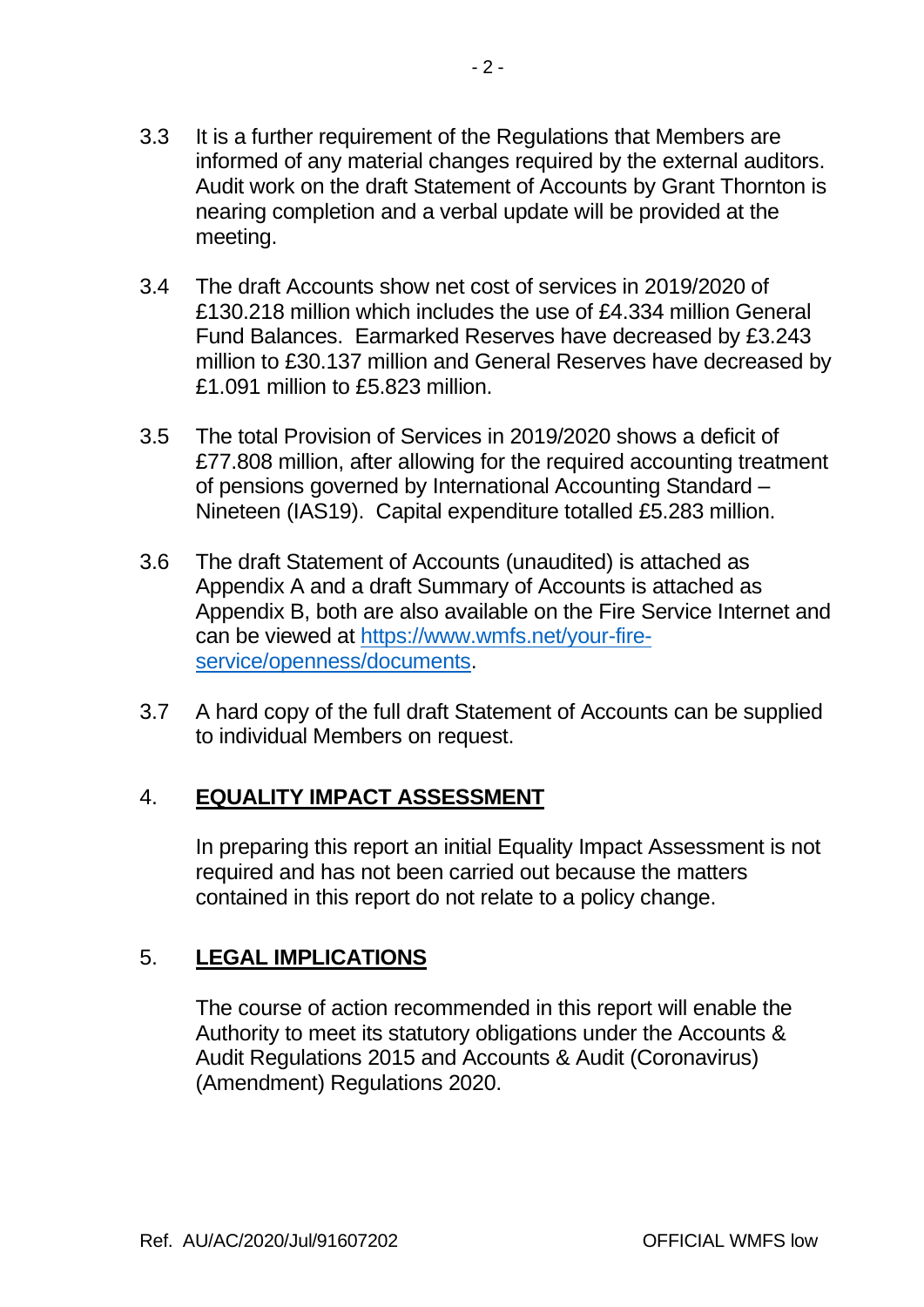3.3 It is a further requirement of the Regulations that Members are informed of any material changes required by the external auditors. Audit work on the draft Statement of Accounts by Grant Thornton is nearing completion and a verbal update will be provided at the meeting.

3.4 The draft Accounts show net cost of services in 2019/2020 of £130.218 million which includes the use of £4.334 million General Fund Balances. Earmarked Reserves have decreased by £3.243 million to £30.137 million and General Reserves have decreased by £1.091 million to £5.823 million.

3.5 The total Provision of Services in 2019/2020 shows a deficit of £77.808 million, after allowing for the required accounting treatment of pensions governed by International Accounting Standard – Nineteen (IAS19). Capital expenditure totalled £5.283 million.

3.6 The draft Statement of Accounts (unaudited) is attached as Appendix A and a draft Summary of Accounts is attached as Appendix B, both are also available on the Fire Service Internet and can be viewed at [https://www.wmfs.net/your-fire-service/openness/documents](https://www.wmfs.net/your-fire-service/openness/documents).

3.7 A hard copy of the full draft Statement of Accounts can be supplied to individual Members on request.

## 4. EQUALITY IMPACT ASSESSMENT

In preparing this report an initial Equality Impact Assessment is not required and has not been carried out because the matters contained in this report do not relate to a policy change.

## 5. LEGAL IMPLICATIONS

The course of action recommended in this report will enable the Authority to meet its statutory obligations under the Accounts & Audit Regulations 2015 and Accounts & Audit (Coronavirus) (Amendment) Regulations 2020.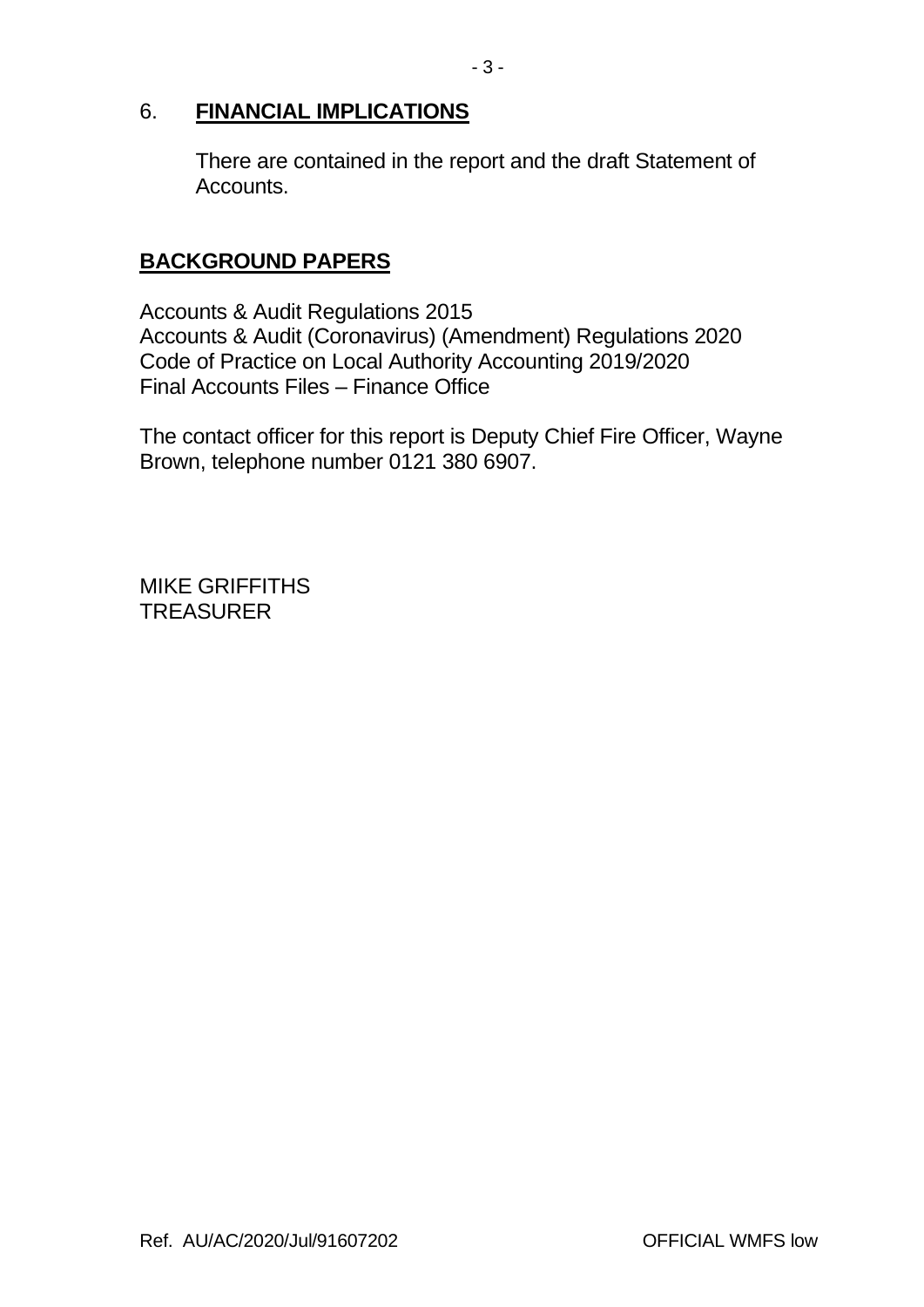## 6. **FINANCIAL IMPLICATIONS**

There are contained in the report and the draft Statement of Accounts.

## **BACKGROUND PAPERS**

Accounts & Audit Regulations 2015
Accounts & Audit (Coronavirus) (Amendment) Regulations 2020
Code of Practice on Local Authority Accounting 2019/2020
Final Accounts Files – Finance Office

The contact officer for this report is Deputy Chief Fire Officer, Wayne Brown, telephone number 0121 380 6907.

MIKE GRIFFITHS
TREASURER

Ref. AU/AC/2020/Jul/91607202

OFFICIAL WMFS low